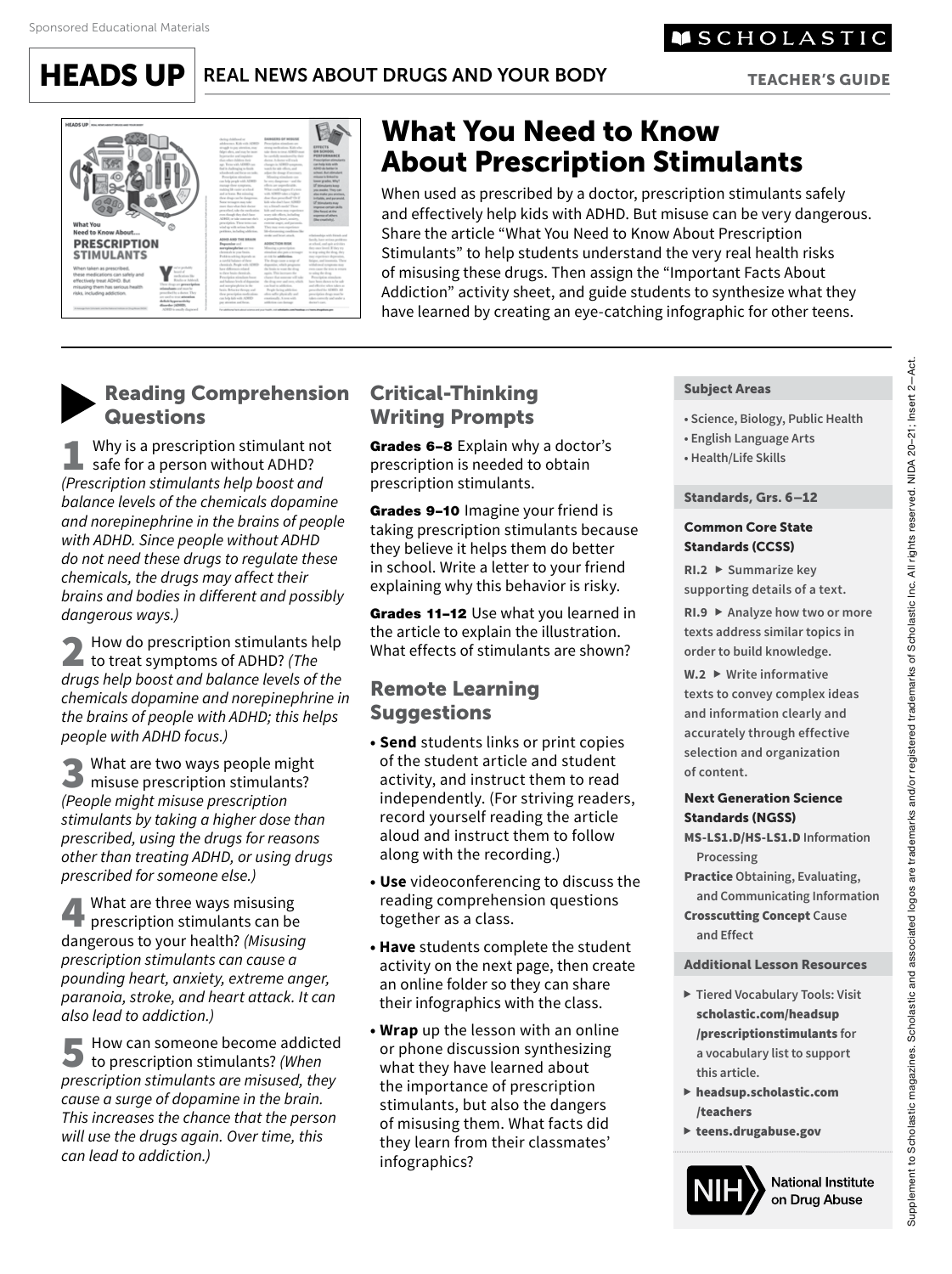Sponsored Educational Materials

SCHOLASTIC

# HEADS UP REAL NEWS ABOUT DRUGS AND YOUR BODY

TEACHER'S GUIDE

## What You Need to Know About Prescription Stimulants

When used as prescribed by a doctor, prescription stimulants safely and effectively help kids with ADHD. But misuse can be very dangerous. Share the article "What You Need to Know About Prescription Stimulants" to help students understand the very real health risks of misusing these drugs. Then assign the "Important Facts About Addiction" activity sheet, and guide students to synthesize what they have learned by creating an eye-catching infographic for other teens.

### Reading Comprehension Questions

**1** Why is a prescription stimulant not safe for a person without ADHD? *(Prescription stimulants help boost and balance levels of the chemicals dopamine and norepinephrine in the brains of people with ADHD. Since people without ADHD do not need these drugs to regulate these chemicals, the drugs may affect their brains and bodies in different and possibly dangerous ways.)*

**2** How do prescription stimulants help to treat symptoms of ADHD? *(The drugs help boost and balance levels of the chemicals dopamine and norepinephrine in the brains of people with ADHD; this helps people with ADHD focus.)*

**3** What are two ways people might misuse prescription stimulants? *(People might misuse prescription stimulants by taking a higher dose than prescribed, using the drugs for reasons other than treating ADHD, or using drugs prescribed for someone else.)*

**4** What are three ways misusing prescription stimulants can be dangerous to your health? *(Misusing prescription stimulants can cause a pounding heart, anxiety, extreme anger, paranoia, stroke, and heart attack. It can also lead to addiction.)*

**5** How can someone become addicted to prescription stimulants? *(When prescription stimulants are misused, they cause a surge of dopamine in the brain. This increases the chance that the person will use the drugs again. Over time, this can lead to addiction.)*

### Critical-Thinking Writing Prompts

**Grades 6–8** Explain why a doctor's prescription is needed to obtain prescription stimulants.

**Grades 9–10** Imagine your friend is taking prescription stimulants because they believe it helps them do better in school. Write a letter to your friend explaining why this behavior is risky.

**Grades 11–12** Use what you learned in the article to explain the illustration. What effects of stimulants are shown?

### Remote Learning Suggestions

- **Send** students links or print copies of the student article and student activity, and instruct them to read independently. (For striving readers, record yourself reading the article aloud and instruct them to follow along with the recording.)
- **Use** videoconferencing to discuss the reading comprehension questions together as a class.
- **Have** students complete the student activity on the next page, then create an online folder so they can share their infographics with the class.
- **Wrap** up the lesson with an online or phone discussion synthesizing what they have learned about the importance of prescription stimulants, but also the dangers of misusing them. What facts did they learn from their classmates' infographics?

#### Subject Areas

- Science, Biology, Public Health
- English Language Arts
- Health/Life Skills

#### Standards, Grs. 6–12

**Common Core State Standards (CCSS)**

**RI.2** ▶ Summarize key supporting details of a text.

**RI.9** ▶ Analyze how two or more texts address similar topics in order to build knowledge.

**W.2** ▶ Write informative texts to convey complex ideas and information clearly and accurately through effective selection and organization of content.

**Next Generation Science Standards (NGSS)**

**MS-LS1.D/HS-LS1.D** Information Processing

**Practice** Obtaining, Evaluating, and Communicating Information

**Crosscutting Concept** Cause and Effect

#### Additional Lesson Resources

- ▶ Tiered Vocabulary Tools: Visit **scholastic.com/headsup/prescriptionstimulants** for a vocabulary list to support this article.
- ▶ **headsup.scholastic.com/teachers**
- ▶ **teens.drugabuse.gov**

NIH National Institute on Drug Abuse

Supplement to Scholastic magazines. Scholastic and associated logos are trademarks and/or registered trademarks of Scholastic Inc. All rights reserved. NIDA 20–21; Insert 2—Act.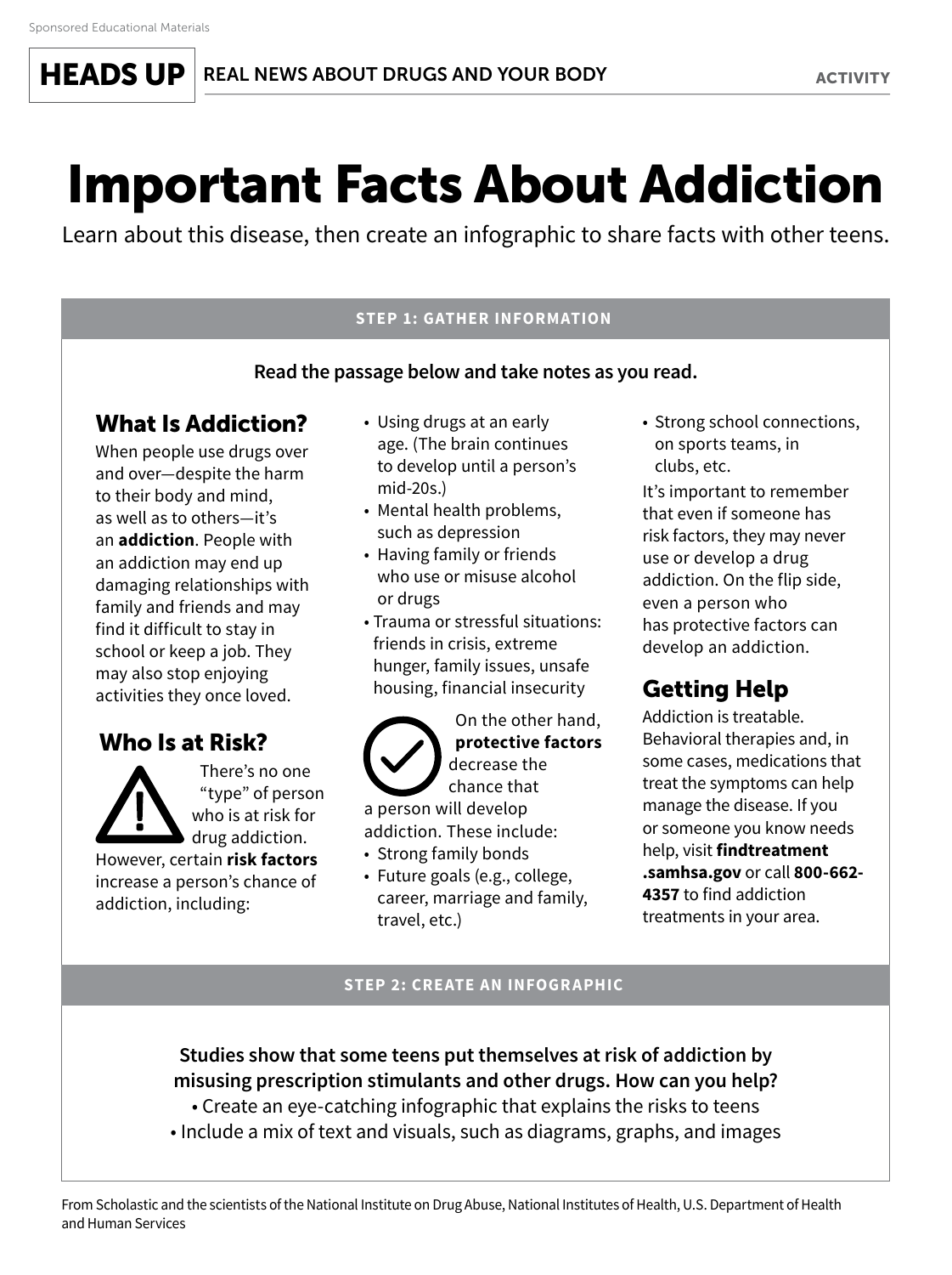Sponsored Educational Materials

**HEADS UP** | REAL NEWS ABOUT DRUGS AND YOUR BODY | ACTIVITY

# Important Facts About Addiction

Learn about this disease, then create an infographic to share facts with other teens.

## STEP 1: GATHER INFORMATION

**Read the passage below and take notes as you read.**

### What Is Addiction?

When people use drugs over and over—despite the harm to their body and mind, as well as to others—it's an **addiction**. People with an addiction may end up damaging relationships with family and friends and may find it difficult to stay in school or keep a job. They may also stop enjoying activities they once loved.

### Who Is at Risk?

There's no one "type" of person who is at risk for drug addiction. However, certain **risk factors** increase a person's chance of addiction, including:

- Using drugs at an early age. (The brain continues to develop until a person's mid-20s.)
- Mental health problems, such as depression
- Having family or friends who use or misuse alcohol or drugs
- Trauma or stressful situations: friends in crisis, extreme hunger, family issues, unsafe housing, financial insecurity

On the other hand, **protective factors** decrease the chance that a person will develop addiction. These include:

- Strong family bonds
- Future goals (e.g., college, career, marriage and family, travel, etc.)
- Strong school connections, on sports teams, in clubs, etc.

It's important to remember that even if someone has risk factors, they may never use or develop a drug addiction. On the flip side, even a person who has protective factors can develop an addiction.

### Getting Help

Addiction is treatable. Behavioral therapies and, in some cases, medications that treat the symptoms can help manage the disease. If you or someone you know needs help, visit **findtreatment.samhsa.gov** or call **800-662-4357** to find addiction treatments in your area.

## STEP 2: CREATE AN INFOGRAPHIC

**Studies show that some teens put themselves at risk of addiction by misusing prescription stimulants and other drugs. How can you help?**

- Create an eye-catching infographic that explains the risks to teens
- Include a mix of text and visuals, such as diagrams, graphs, and images

From Scholastic and the scientists of the National Institute on Drug Abuse, National Institutes of Health, U.S. Department of Health and Human Services